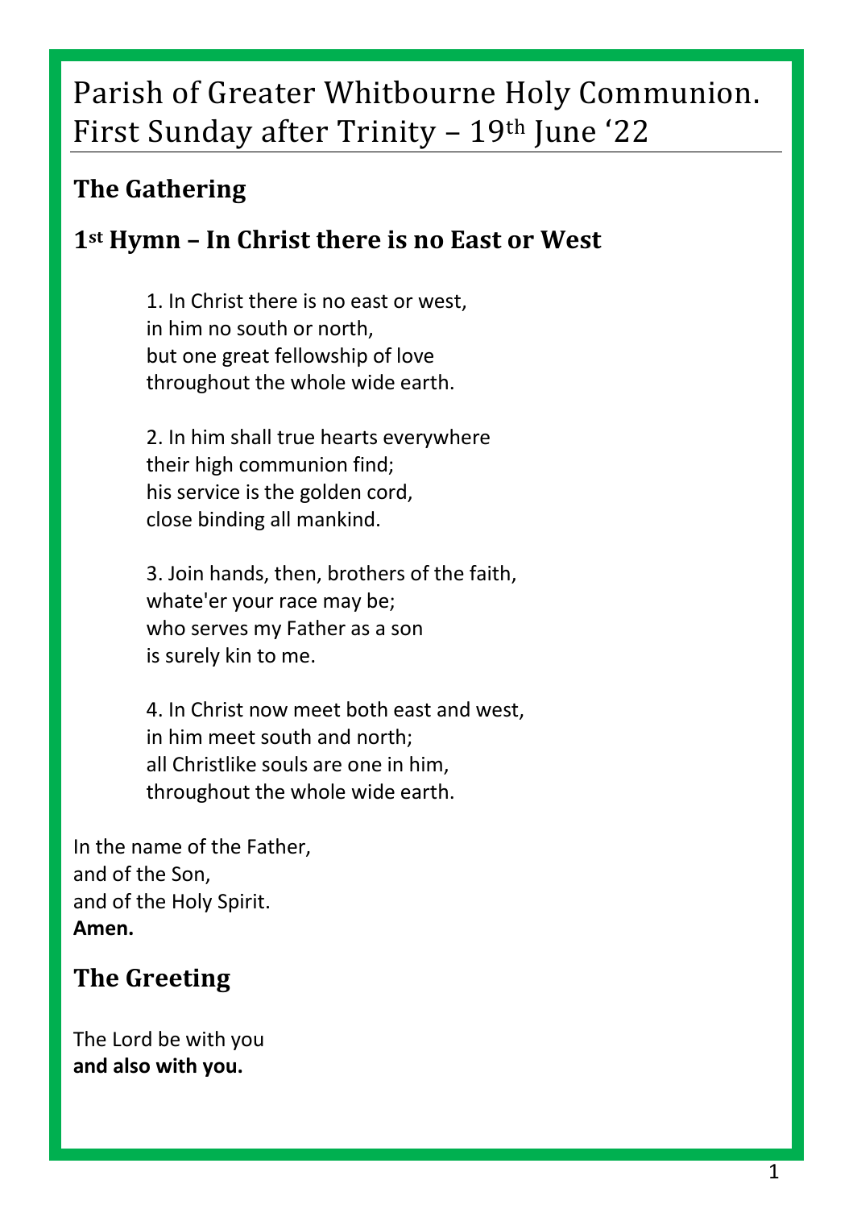# Parish of Greater Whitbourne Holy Communion.
# First Sunday after Trinity – 19th June '22

## The Gathering

## 1st Hymn – In Christ there is no East or West

1. In Christ there is no east or west,
in him no south or north,
but one great fellowship of love
throughout the whole wide earth.

2. In him shall true hearts everywhere
their high communion find;
his service is the golden cord,
close binding all mankind.

3. Join hands, then, brothers of the faith,
whate'er your race may be;
who serves my Father as a son
is surely kin to me.

4. In Christ now meet both east and west,
in him meet south and north;
all Christlike souls are one in him,
throughout the whole wide earth.

In the name of the Father,
and of the Son,
and of the Holy Spirit.
**Amen.**

## The Greeting

The Lord be with you
**and also with you.**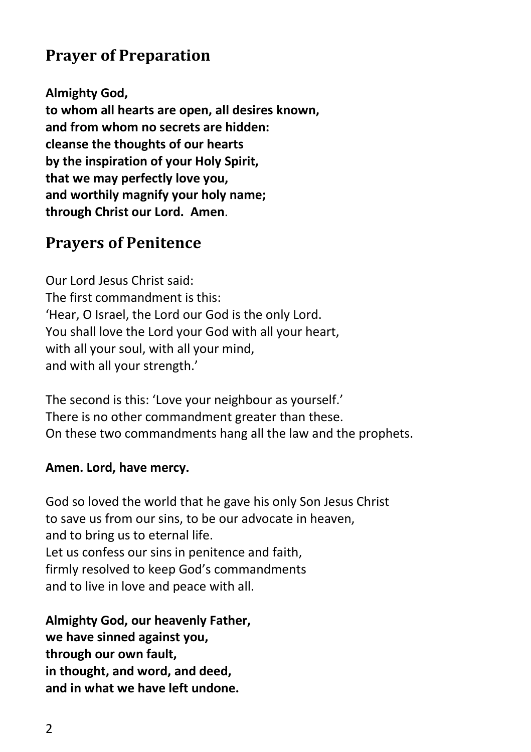## Prayer of Preparation

**Almighty God,**  
**to whom all hearts are open, all desires known,**  
**and from whom no secrets are hidden:**  
**cleanse the thoughts of our hearts**  
**by the inspiration of your Holy Spirit,**  
**that we may perfectly love you,**  
**and worthily magnify your holy name;**  
**through Christ our Lord. Amen**.

## Prayers of Penitence

Our Lord Jesus Christ said:  
The first commandment is this:  
'Hear, O Israel, the Lord our God is the only Lord.  
You shall love the Lord your God with all your heart,  
with all your soul, with all your mind,  
and with all your strength.'

The second is this: 'Love your neighbour as yourself.'  
There is no other commandment greater than these.  
On these two commandments hang all the law and the prophets.

**Amen. Lord, have mercy.**

God so loved the world that he gave his only Son Jesus Christ  
to save us from our sins, to be our advocate in heaven,  
and to bring us to eternal life.  
Let us confess our sins in penitence and faith,  
firmly resolved to keep God's commandments  
and to live in love and peace with all.

**Almighty God, our heavenly Father,**  
**we have sinned against you,**  
**through our own fault,**  
**in thought, and word, and deed,**  
**and in what we have left undone.**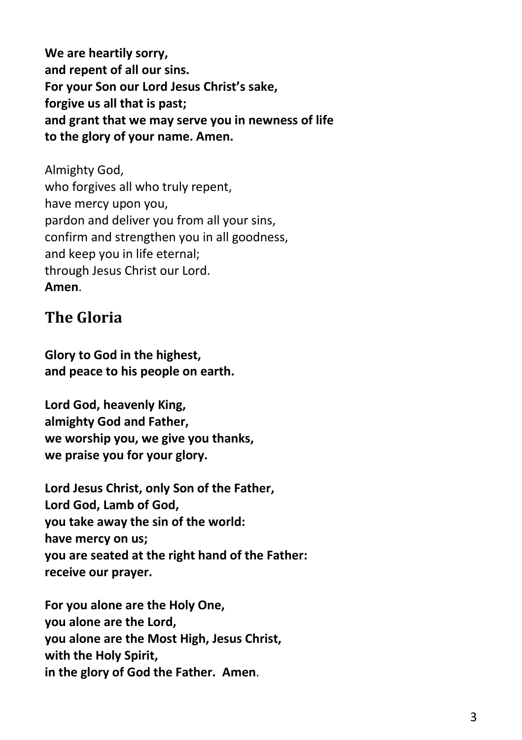**We are heartily sorry,**
**and repent of all our sins.**
**For your Son our Lord Jesus Christ's sake,**
**forgive us all that is past;**
**and grant that we may serve you in newness of life**
**to the glory of your name. Amen.**

Almighty God,
who forgives all who truly repent,
have mercy upon you,
pardon and deliver you from all your sins,
confirm and strengthen you in all goodness,
and keep you in life eternal;
through Jesus Christ our Lord.
**Amen**.

## The Gloria

**Glory to God in the highest,**
**and peace to his people on earth.**

**Lord God, heavenly King,**
**almighty God and Father,**
**we worship you, we give you thanks,**
**we praise you for your glory.**

**Lord Jesus Christ, only Son of the Father,**
**Lord God, Lamb of God,**
**you take away the sin of the world:**
**have mercy on us;**
**you are seated at the right hand of the Father:**
**receive our prayer.**

**For you alone are the Holy One,**
**you alone are the Lord,**
**you alone are the Most High, Jesus Christ,**
**with the Holy Spirit,**
**in the glory of God the Father. Amen**.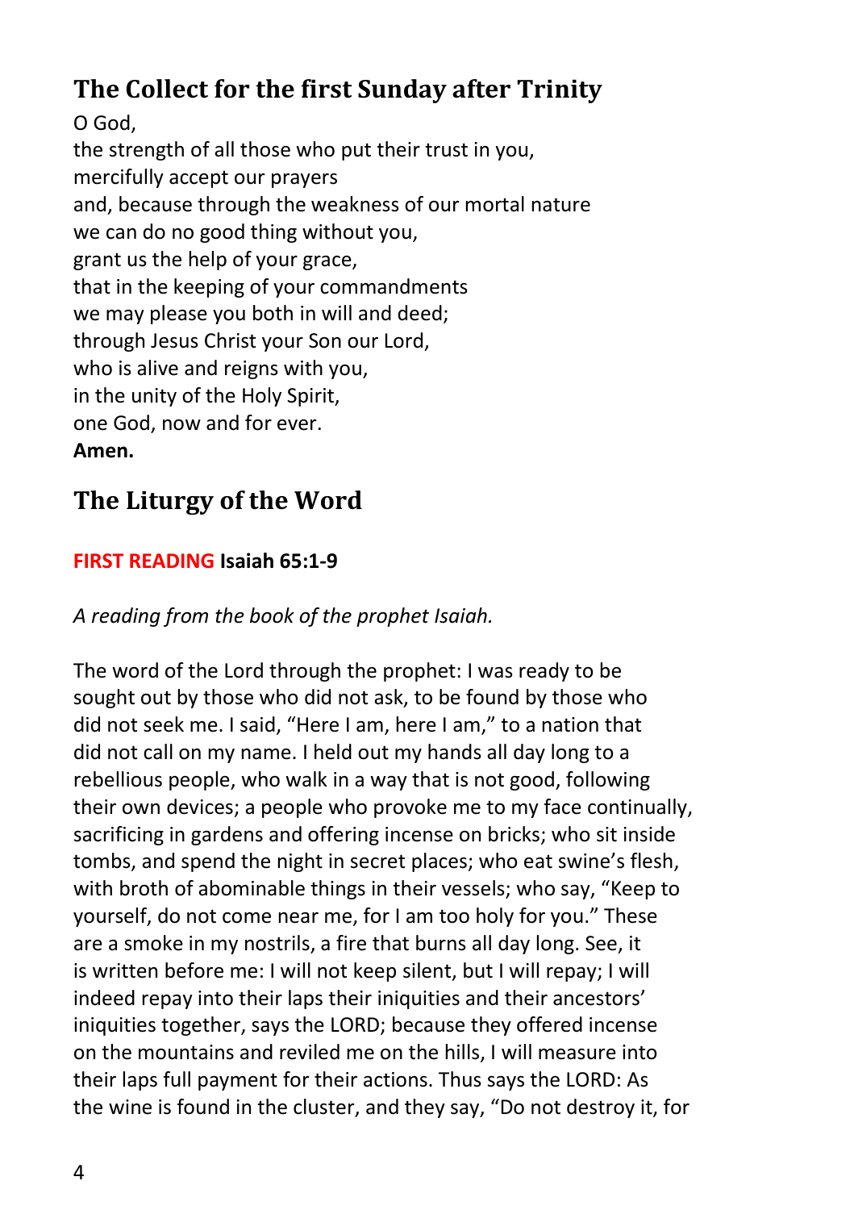## The Collect for the first Sunday after Trinity

O God,  
the strength of all those who put their trust in you,  
mercifully accept our prayers  
and, because through the weakness of our mortal nature  
we can do no good thing without you,  
grant us the help of your grace,  
that in the keeping of your commandments  
we may please you both in will and deed;  
through Jesus Christ your Son our Lord,  
who is alive and reigns with you,  
in the unity of the Holy Spirit,  
one God, now and for ever.  
**Amen.**

## The Liturgy of the Word

**FIRST READING Isaiah 65:1-9**

*A reading from the book of the prophet Isaiah.*

The word of the Lord through the prophet: I was ready to be sought out by those who did not ask, to be found by those who did not seek me. I said, "Here I am, here I am," to a nation that did not call on my name. I held out my hands all day long to a rebellious people, who walk in a way that is not good, following their own devices; a people who provoke me to my face continually, sacrificing in gardens and offering incense on bricks; who sit inside tombs, and spend the night in secret places; who eat swine's flesh, with broth of abominable things in their vessels; who say, "Keep to yourself, do not come near me, for I am too holy for you." These are a smoke in my nostrils, a fire that burns all day long. See, it is written before me: I will not keep silent, but I will repay; I will indeed repay into their laps their iniquities and their ancestors' iniquities together, says the LORD; because they offered incense on the mountains and reviled me on the hills, I will measure into their laps full payment for their actions. Thus says the LORD: As the wine is found in the cluster, and they say, "Do not destroy it, for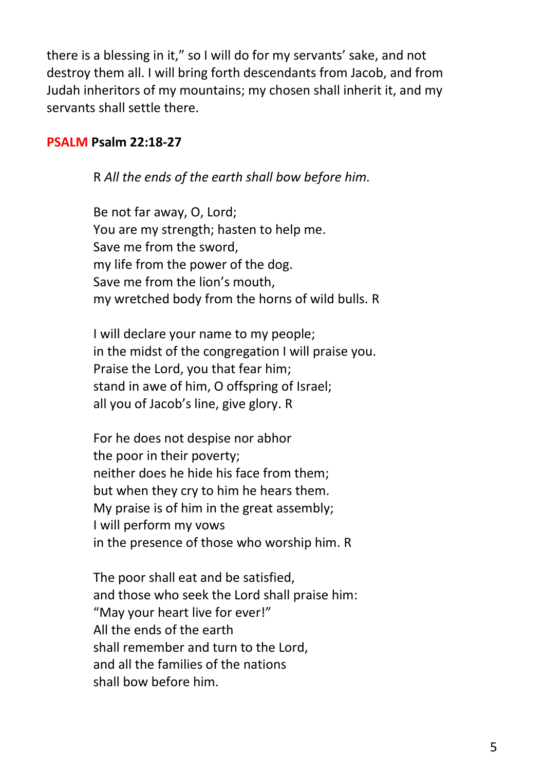there is a blessing in it," so I will do for my servants' sake, and not destroy them all. I will bring forth descendants from Jacob, and from Judah inheritors of my mountains; my chosen shall inherit it, and my servants shall settle there.

**PSALM Psalm 22:18-27**

R *All the ends of the earth shall bow before him.*

Be not far away, O, Lord;  
You are my strength; hasten to help me.  
Save me from the sword,  
my life from the power of the dog.  
Save me from the lion's mouth,  
my wretched body from the horns of wild bulls. R

I will declare your name to my people;  
in the midst of the congregation I will praise you.  
Praise the Lord, you that fear him;  
stand in awe of him, O offspring of Israel;  
all you of Jacob's line, give glory. R

For he does not despise nor abhor  
the poor in their poverty;  
neither does he hide his face from them;  
but when they cry to him he hears them.  
My praise is of him in the great assembly;  
I will perform my vows  
in the presence of those who worship him. R

The poor shall eat and be satisfied,  
and those who seek the Lord shall praise him:  
"May your heart live for ever!"  
All the ends of the earth  
shall remember and turn to the Lord,  
and all the families of the nations  
shall bow before him.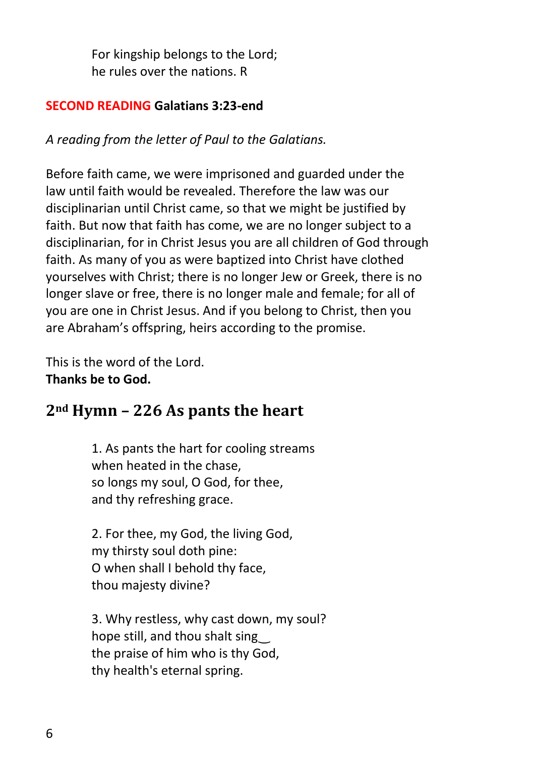For kingship belongs to the Lord;
he rules over the nations. R

**SECOND READING Galatians 3:23-end**

*A reading from the letter of Paul to the Galatians.*

Before faith came, we were imprisoned and guarded under the law until faith would be revealed. Therefore the law was our disciplinarian until Christ came, so that we might be justified by faith. But now that faith has come, we are no longer subject to a disciplinarian, for in Christ Jesus you are all children of God through faith. As many of you as were baptized into Christ have clothed yourselves with Christ; there is no longer Jew or Greek, there is no longer slave or free, there is no longer male and female; for all of you are one in Christ Jesus. And if you belong to Christ, then you are Abraham's offspring, heirs according to the promise.

This is the word of the Lord.
**Thanks be to God.**

## 2nd Hymn – 226 As pants the heart

1. As pants the hart for cooling streams
when heated in the chase,
so longs my soul, O God, for thee,
and thy refreshing grace.

2. For thee, my God, the living God,
my thirsty soul doth pine:
O when shall I behold thy face,
thou majesty divine?

3. Why restless, why cast down, my soul?
hope still, and thou shalt sing‿
the praise of him who is thy God,
thy health's eternal spring.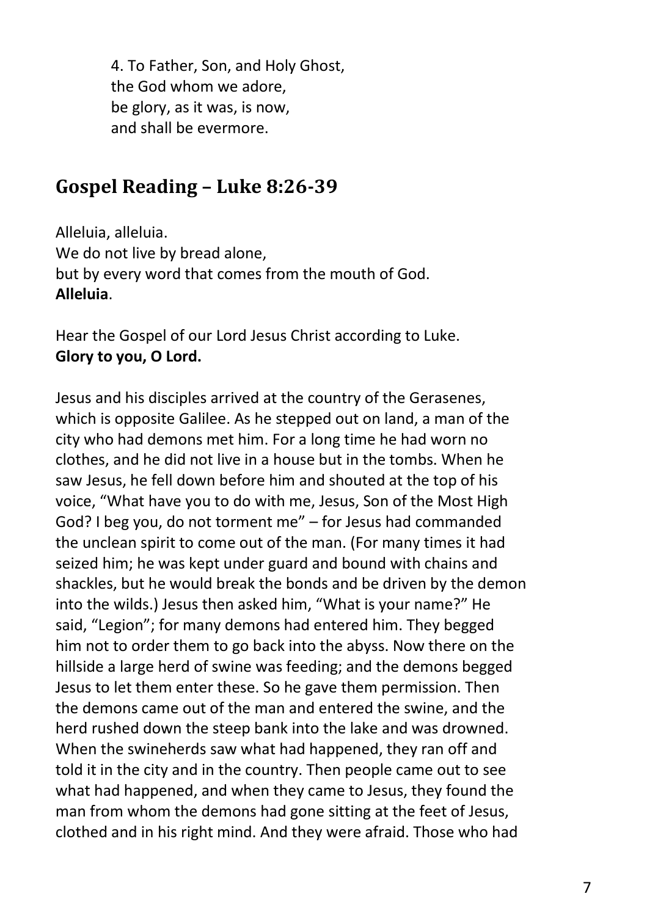4. To Father, Son, and Holy Ghost,
the God whom we adore,
be glory, as it was, is now,
and shall be evermore.

## Gospel Reading – Luke 8:26-39

Alleluia, alleluia.
We do not live by bread alone,
but by every word that comes from the mouth of God.
**Alleluia**.

Hear the Gospel of our Lord Jesus Christ according to Luke.
**Glory to you, O Lord.**

Jesus and his disciples arrived at the country of the Gerasenes, which is opposite Galilee. As he stepped out on land, a man of the city who had demons met him. For a long time he had worn no clothes, and he did not live in a house but in the tombs. When he saw Jesus, he fell down before him and shouted at the top of his voice, "What have you to do with me, Jesus, Son of the Most High God? I beg you, do not torment me" – for Jesus had commanded the unclean spirit to come out of the man. (For many times it had seized him; he was kept under guard and bound with chains and shackles, but he would break the bonds and be driven by the demon into the wilds.) Jesus then asked him, "What is your name?" He said, "Legion"; for many demons had entered him. They begged him not to order them to go back into the abyss. Now there on the hillside a large herd of swine was feeding; and the demons begged Jesus to let them enter these. So he gave them permission. Then the demons came out of the man and entered the swine, and the herd rushed down the steep bank into the lake and was drowned. When the swineherds saw what had happened, they ran off and told it in the city and in the country. Then people came out to see what had happened, and when they came to Jesus, they found the man from whom the demons had gone sitting at the feet of Jesus, clothed and in his right mind. And they were afraid. Those who had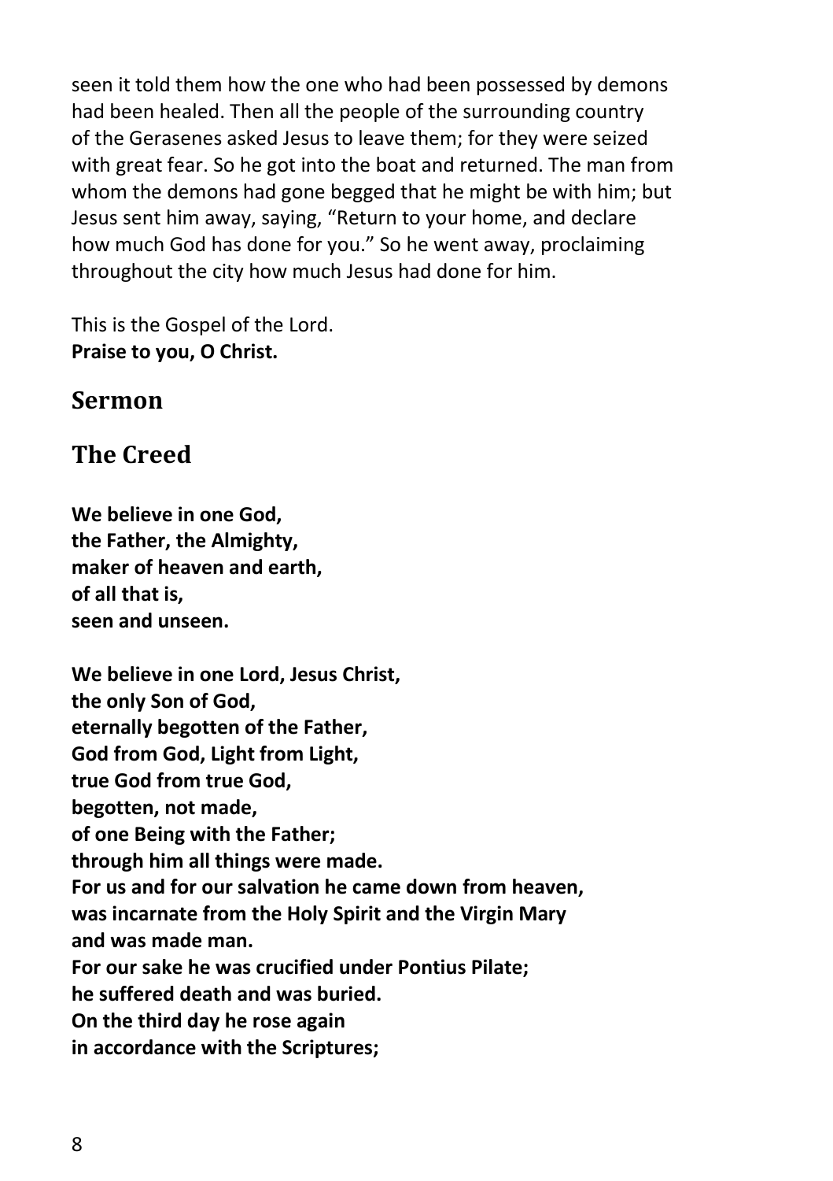seen it told them how the one who had been possessed by demons had been healed. Then all the people of the surrounding country of the Gerasenes asked Jesus to leave them; for they were seized with great fear. So he got into the boat and returned. The man from whom the demons had gone begged that he might be with him; but Jesus sent him away, saying, "Return to your home, and declare how much God has done for you." So he went away, proclaiming throughout the city how much Jesus had done for him.

This is the Gospel of the Lord.
**Praise to you, O Christ.**

## Sermon

## The Creed

**We believe in one God,**
**the Father, the Almighty,**
**maker of heaven and earth,**
**of all that is,**
**seen and unseen.**

**We believe in one Lord, Jesus Christ,**
**the only Son of God,**
**eternally begotten of the Father,**
**God from God, Light from Light,**
**true God from true God,**
**begotten, not made,**
**of one Being with the Father;**
**through him all things were made.**
**For us and for our salvation he came down from heaven,**
**was incarnate from the Holy Spirit and the Virgin Mary**
**and was made man.**
**For our sake he was crucified under Pontius Pilate;**
**he suffered death and was buried.**
**On the third day he rose again**
**in accordance with the Scriptures;**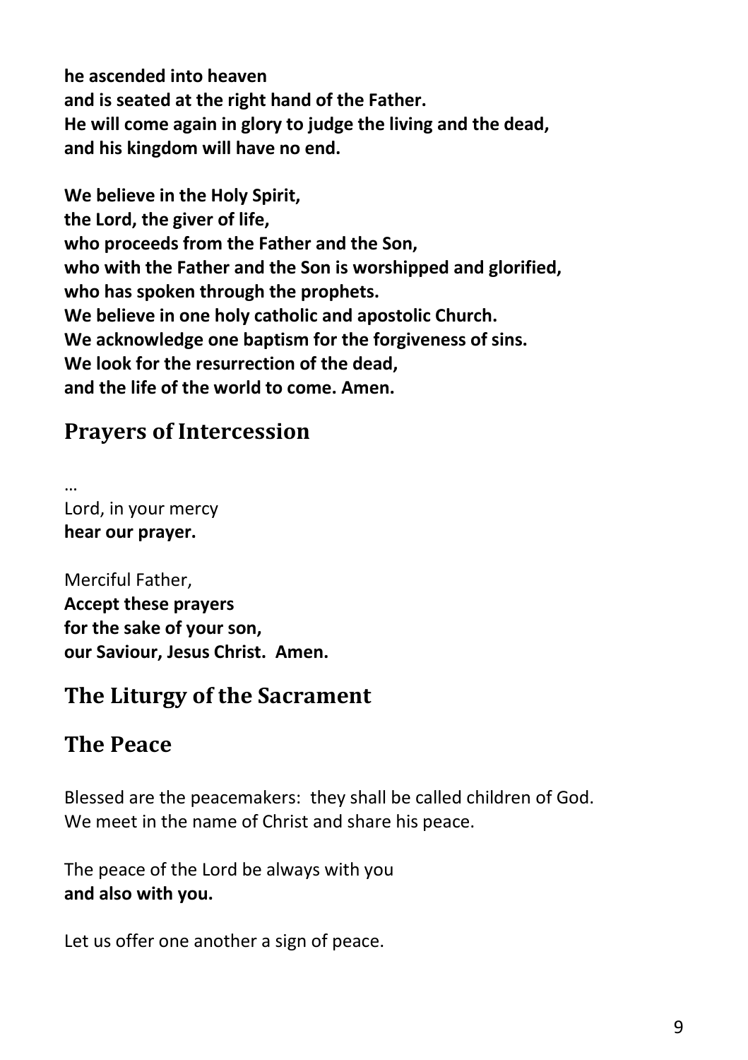**he ascended into heaven**
**and is seated at the right hand of the Father.**
**He will come again in glory to judge the living and the dead,**
**and his kingdom will have no end.**

**We believe in the Holy Spirit,**
**the Lord, the giver of life,**
**who proceeds from the Father and the Son,**
**who with the Father and the Son is worshipped and glorified,**
**who has spoken through the prophets.**
**We believe in one holy catholic and apostolic Church.**
**We acknowledge one baptism for the forgiveness of sins.**
**We look for the resurrection of the dead,**
**and the life of the world to come. Amen.**

## Prayers of Intercession

…
Lord, in your mercy
**hear our prayer.**

Merciful Father,
**Accept these prayers**
**for the sake of your son,**
**our Saviour, Jesus Christ. Amen.**

## The Liturgy of the Sacrament

## The Peace

Blessed are the peacemakers: they shall be called children of God.
We meet in the name of Christ and share his peace.

The peace of the Lord be always with you
**and also with you.**

Let us offer one another a sign of peace.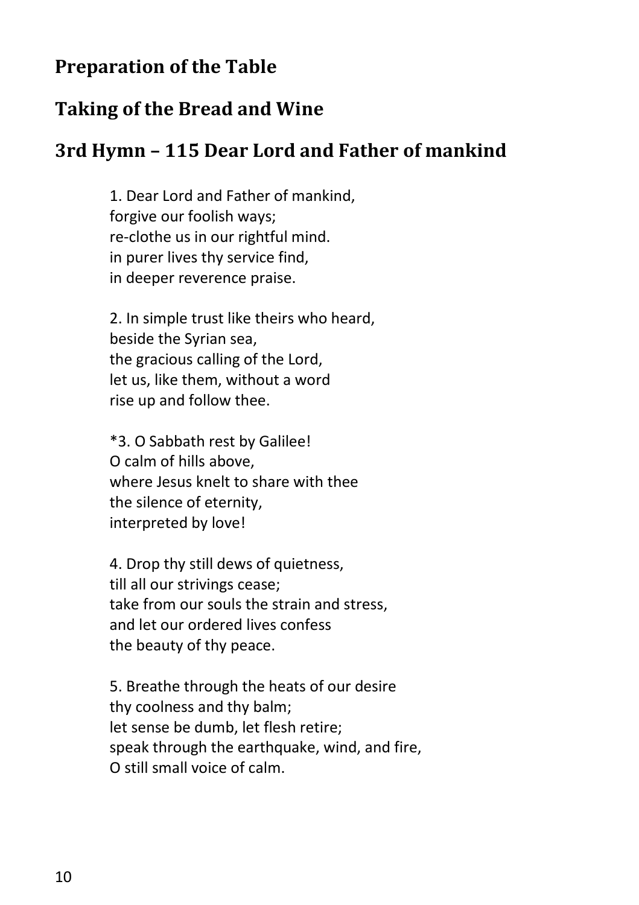## Preparation of the Table

## Taking of the Bread and Wine

## 3rd Hymn – 115 Dear Lord and Father of mankind

1. Dear Lord and Father of mankind,  
forgive our foolish ways;  
re-clothe us in our rightful mind.  
in purer lives thy service find,  
in deeper reverence praise.

2. In simple trust like theirs who heard,  
beside the Syrian sea,  
the gracious calling of the Lord,  
let us, like them, without a word  
rise up and follow thee.

*3. O Sabbath rest by Galilee!  
O calm of hills above,  
where Jesus knelt to share with thee  
the silence of eternity,  
interpreted by love!

4. Drop thy still dews of quietness,  
till all our strivings cease;  
take from our souls the strain and stress,  
and let our ordered lives confess  
the beauty of thy peace.

5. Breathe through the heats of our desire  
thy coolness and thy balm;  
let sense be dumb, let flesh retire;  
speak through the earthquake, wind, and fire,  
O still small voice of calm.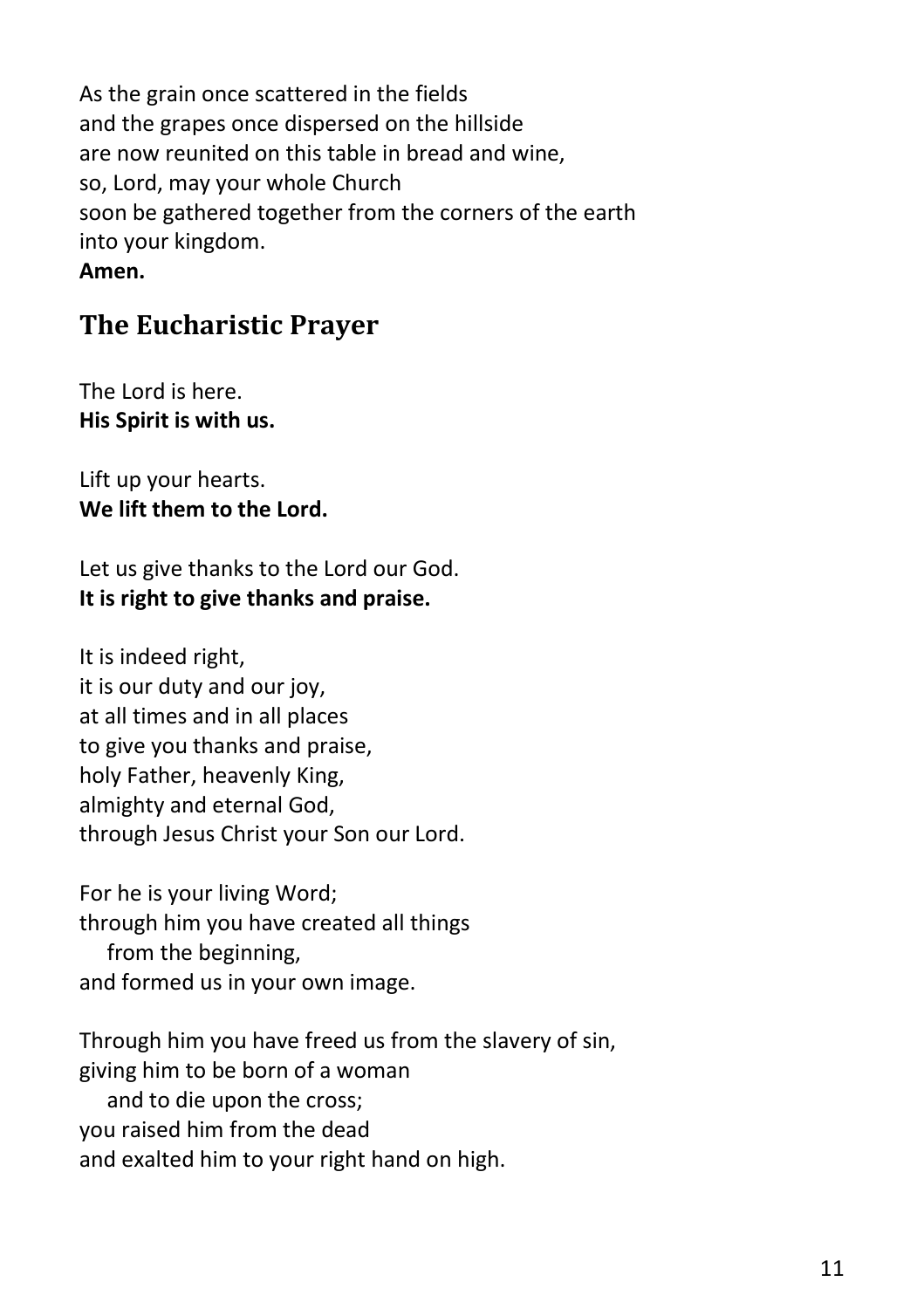As the grain once scattered in the fields
and the grapes once dispersed on the hillside
are now reunited on this table in bread and wine,
so, Lord, may your whole Church
soon be gathered together from the corners of the earth
into your kingdom.
**Amen.**

## The Eucharistic Prayer

The Lord is here.
**His Spirit is with us.**

Lift up your hearts.
**We lift them to the Lord.**

Let us give thanks to the Lord our God.
**It is right to give thanks and praise.**

It is indeed right,
it is our duty and our joy,
at all times and in all places
to give you thanks and praise,
holy Father, heavenly King,
almighty and eternal God,
through Jesus Christ your Son our Lord.

For he is your living Word;
through him you have created all things
  from the beginning,
and formed us in your own image.

Through him you have freed us from the slavery of sin,
giving him to be born of a woman
  and to die upon the cross;
you raised him from the dead
and exalted him to your right hand on high.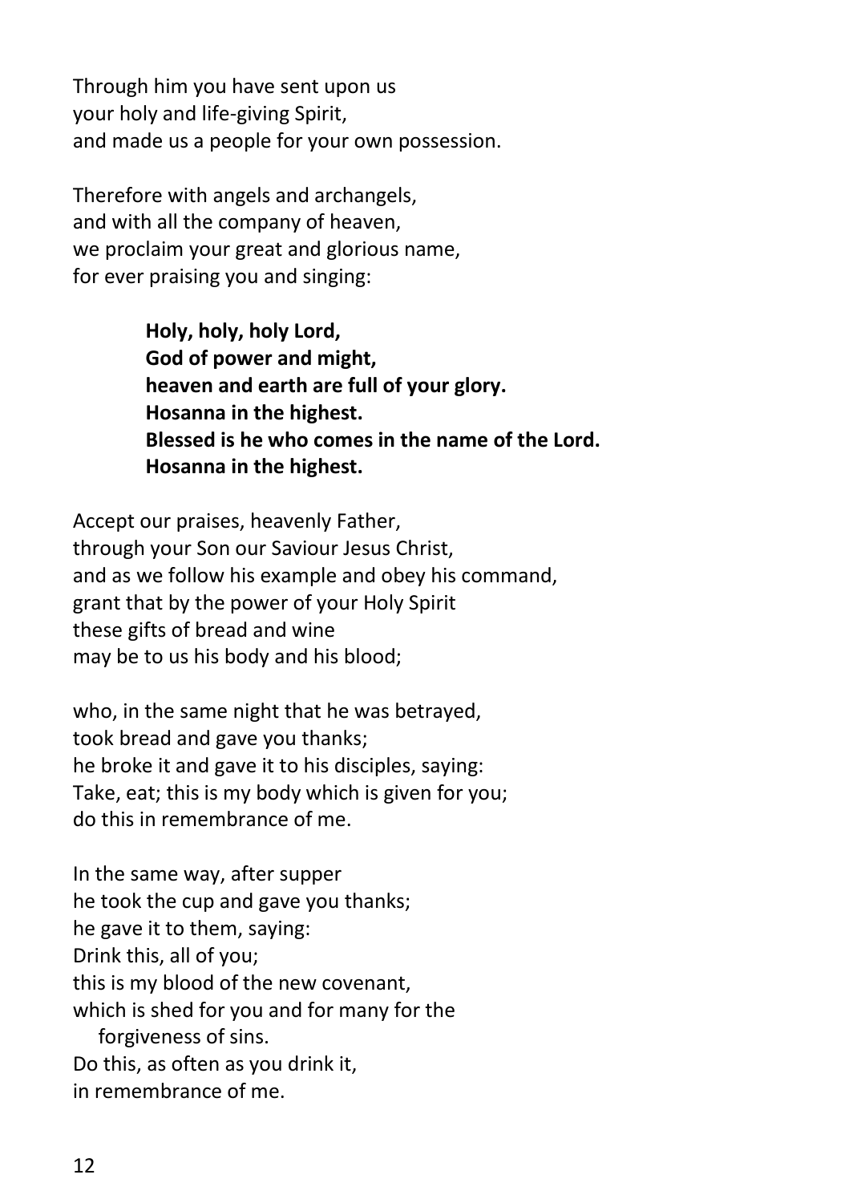Through him you have sent upon us
your holy and life-giving Spirit,
and made us a people for your own possession.

Therefore with angels and archangels,
and with all the company of heaven,
we proclaim your great and glorious name,
for ever praising you and singing:

> **Holy, holy, holy Lord,**
> **God of power and might,**
> **heaven and earth are full of your glory.**
> **Hosanna in the highest.**
> **Blessed is he who comes in the name of the Lord.**
> **Hosanna in the highest.**

Accept our praises, heavenly Father,
through your Son our Saviour Jesus Christ,
and as we follow his example and obey his command,
grant that by the power of your Holy Spirit
these gifts of bread and wine
may be to us his body and his blood;

who, in the same night that he was betrayed,
took bread and gave you thanks;
he broke it and gave it to his disciples, saying:
Take, eat; this is my body which is given for you;
do this in remembrance of me.

In the same way, after supper
he took the cup and gave you thanks;
he gave it to them, saying:
Drink this, all of you;
this is my blood of the new covenant,
which is shed for you and for many for the
forgiveness of sins.
Do this, as often as you drink it,
in remembrance of me.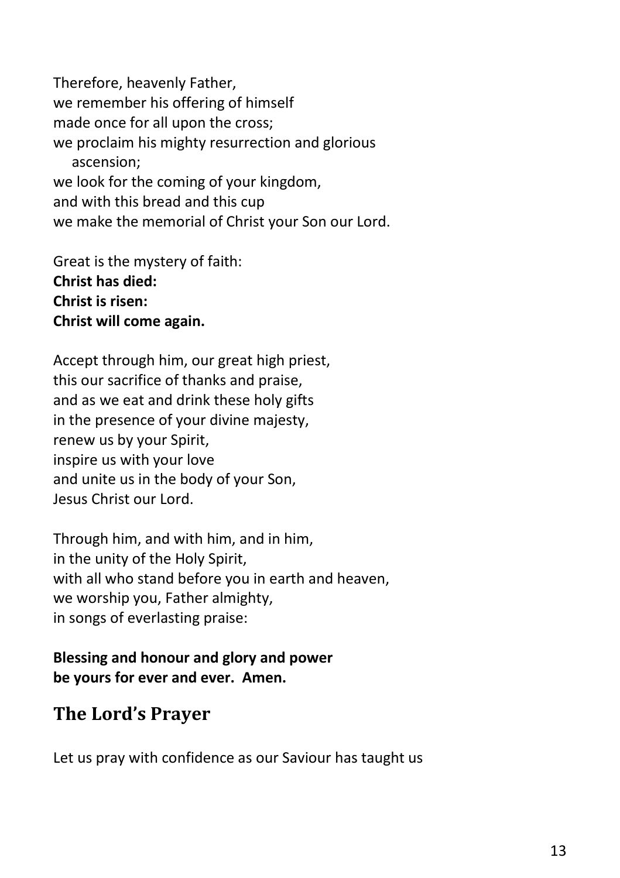Therefore, heavenly Father,
we remember his offering of himself
made once for all upon the cross;
we proclaim his mighty resurrection and glorious ascension;
we look for the coming of your kingdom,
and with this bread and this cup
we make the memorial of Christ your Son our Lord.

Great is the mystery of faith:
**Christ has died:**
**Christ is risen:**
**Christ will come again.**

Accept through him, our great high priest,
this our sacrifice of thanks and praise,
and as we eat and drink these holy gifts
in the presence of your divine majesty,
renew us by your Spirit,
inspire us with your love
and unite us in the body of your Son,
Jesus Christ our Lord.

Through him, and with him, and in him,
in the unity of the Holy Spirit,
with all who stand before you in earth and heaven,
we worship you, Father almighty,
in songs of everlasting praise:

**Blessing and honour and glory and power**
**be yours for ever and ever. Amen.**

## The Lord's Prayer

Let us pray with confidence as our Saviour has taught us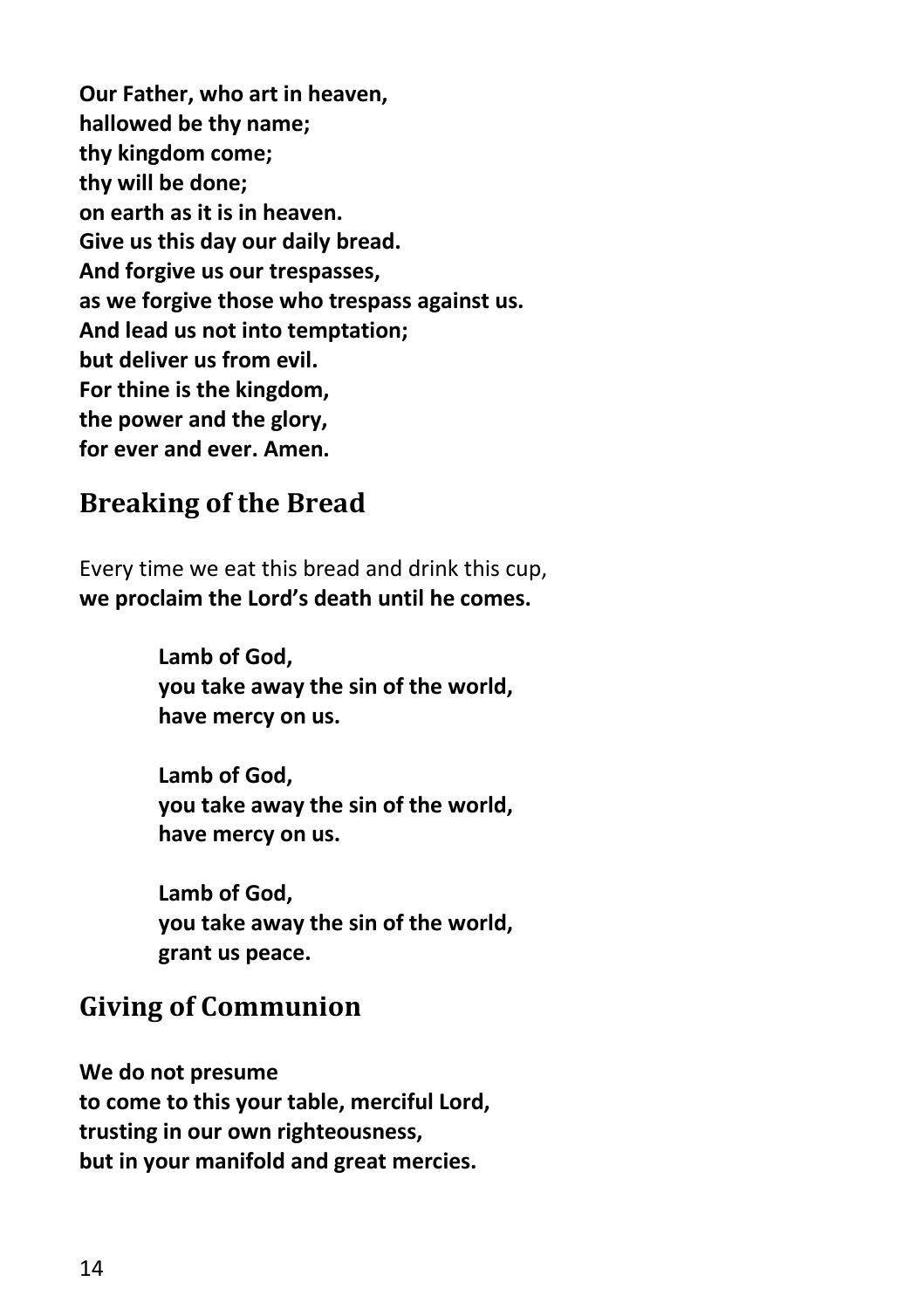**Our Father, who art in heaven,**
**hallowed be thy name;**
**thy kingdom come;**
**thy will be done;**
**on earth as it is in heaven.**
**Give us this day our daily bread.**
**And forgive us our trespasses,**
**as we forgive those who trespass against us.**
**And lead us not into temptation;**
**but deliver us from evil.**
**For thine is the kingdom,**
**the power and the glory,**
**for ever and ever. Amen.**

## Breaking of the Bread

Every time we eat this bread and drink this cup,
**we proclaim the Lord's death until he comes.**

> **Lamb of God,**
> **you take away the sin of the world,**
> **have mercy on us.**
>
> **Lamb of God,**
> **you take away the sin of the world,**
> **have mercy on us.**
>
> **Lamb of God,**
> **you take away the sin of the world,**
> **grant us peace.**

## Giving of Communion

**We do not presume**
**to come to this your table, merciful Lord,**
**trusting in our own righteousness,**
**but in your manifold and great mercies.**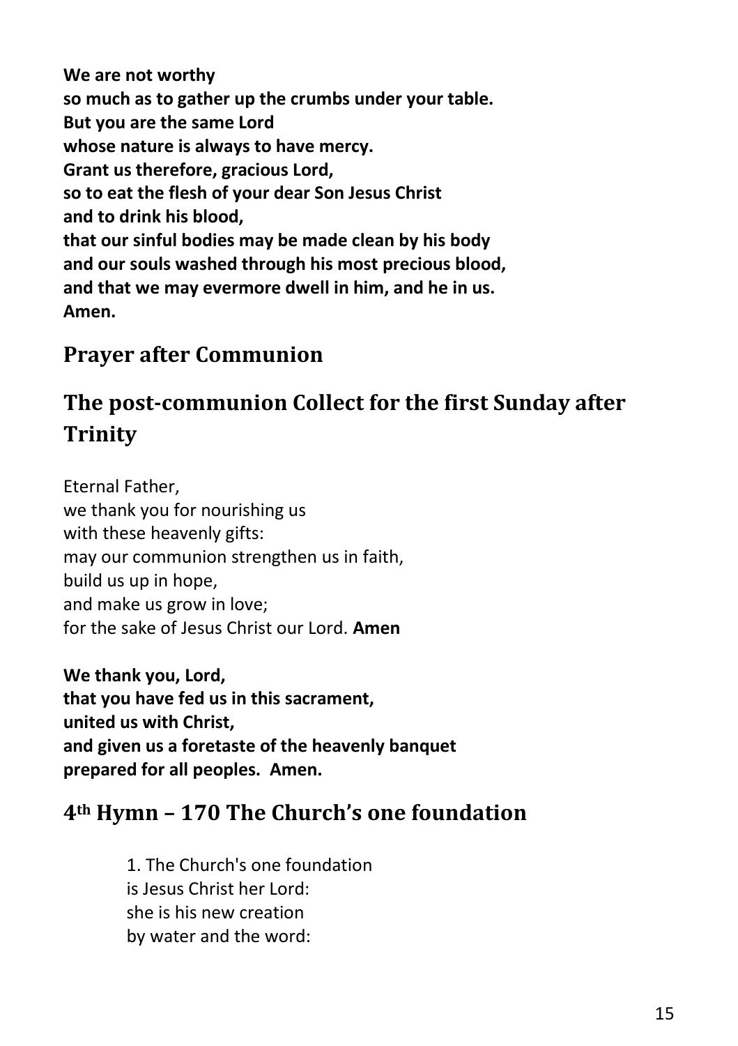**We are not worthy**
**so much as to gather up the crumbs under your table.**
**But you are the same Lord**
**whose nature is always to have mercy.**
**Grant us therefore, gracious Lord,**
**so to eat the flesh of your dear Son Jesus Christ**
**and to drink his blood,**
**that our sinful bodies may be made clean by his body**
**and our souls washed through his most precious blood,**
**and that we may evermore dwell in him, and he in us.**
**Amen.**

## Prayer after Communion

## The post-communion Collect for the first Sunday after Trinity

Eternal Father,
we thank you for nourishing us
with these heavenly gifts:
may our communion strengthen us in faith,
build us up in hope,
and make us grow in love;
for the sake of Jesus Christ our Lord. **Amen**

**We thank you, Lord,**
**that you have fed us in this sacrament,**
**united us with Christ,**
**and given us a foretaste of the heavenly banquet**
**prepared for all peoples. Amen.**

## 4th Hymn – 170 The Church's one foundation

1. The Church's one foundation
is Jesus Christ her Lord:
she is his new creation
by water and the word: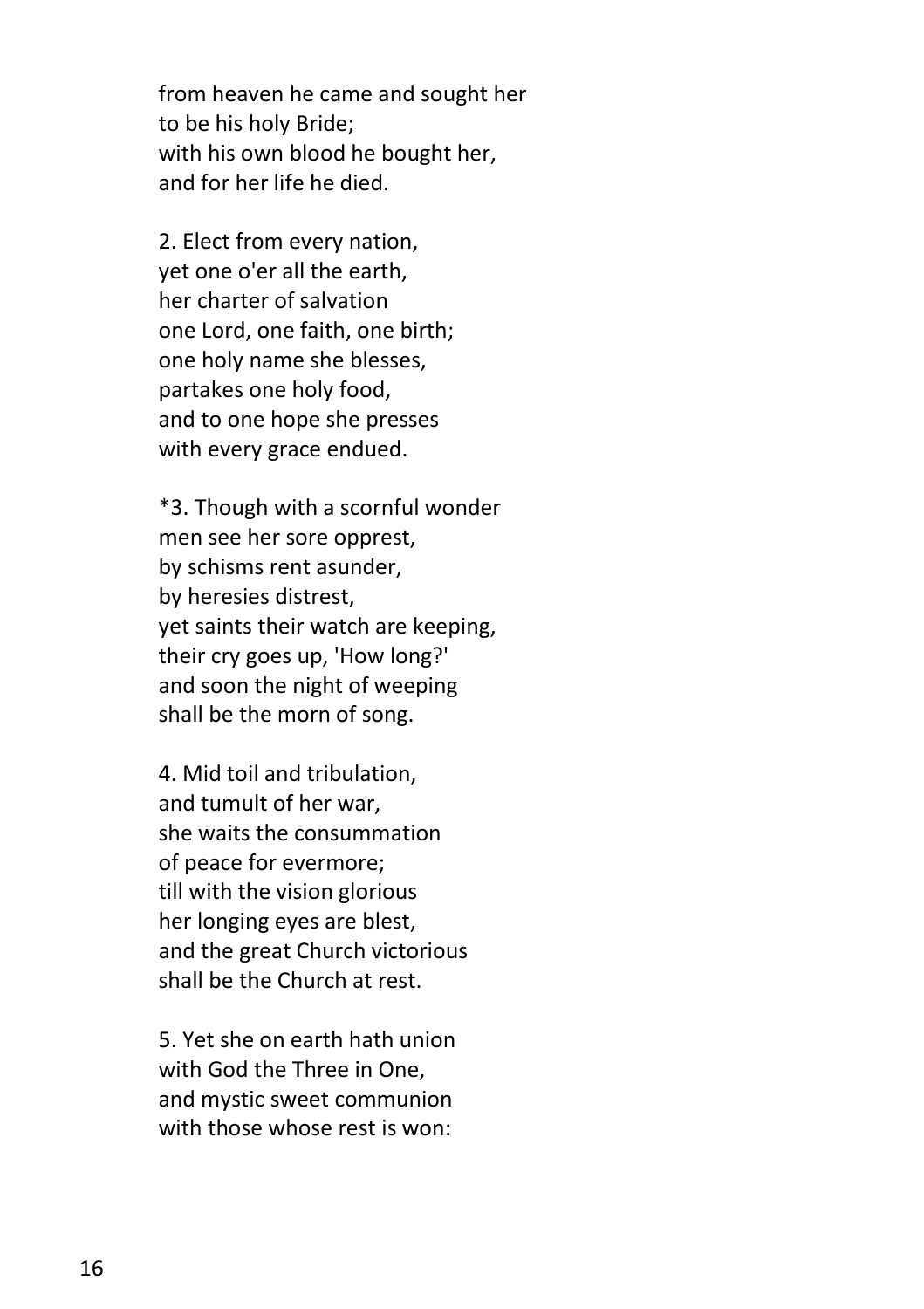from heaven he came and sought her
to be his holy Bride;
with his own blood he bought her,
and for her life he died.

2. Elect from every nation,
yet one o'er all the earth,
her charter of salvation
one Lord, one faith, one birth;
one holy name she blesses,
partakes one holy food,
and to one hope she presses
with every grace endued.

*3. Though with a scornful wonder
men see her sore opprest,
by schisms rent asunder,
by heresies distrest,
yet saints their watch are keeping,
their cry goes up, 'How long?'
and soon the night of weeping
shall be the morn of song.

4. Mid toil and tribulation,
and tumult of her war,
she waits the consummation
of peace for evermore;
till with the vision glorious
her longing eyes are blest,
and the great Church victorious
shall be the Church at rest.

5. Yet she on earth hath union
with God the Three in One,
and mystic sweet communion
with those whose rest is won: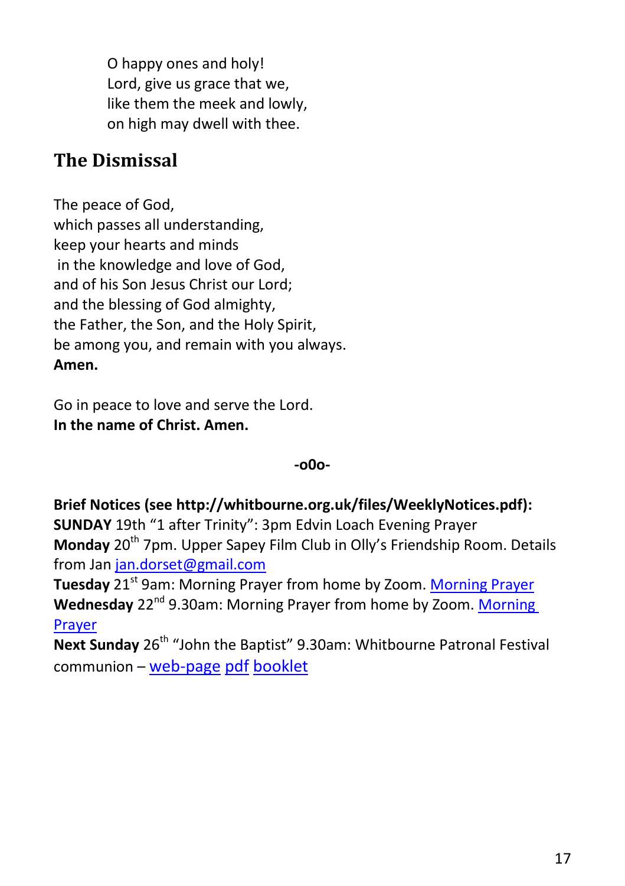O happy ones and holy!
Lord, give us grace that we,
like them the meek and lowly,
on high may dwell with thee.

## The Dismissal

The peace of God,
which passes all understanding,
keep your hearts and minds
in the knowledge and love of God,
and of his Son Jesus Christ our Lord;
and the blessing of God almighty,
the Father, the Son, and the Holy Spirit,
be among you, and remain with you always.
**Amen.**

Go in peace to love and serve the Lord.
**In the name of Christ. Amen.**

**-o0o-**

**Brief Notices (see http://whitbourne.org.uk/files/WeeklyNotices.pdf):**
**SUNDAY** 19th "1 after Trinity": 3pm Edvin Loach Evening Prayer
**Monday** 20th 7pm. Upper Sapey Film Club in Olly's Friendship Room. Details from Jan jan.dorset@gmail.com
**Tuesday** 21st 9am: Morning Prayer from home by Zoom. Morning Prayer
**Wednesday** 22nd 9.30am: Morning Prayer from home by Zoom. Morning Prayer
**Next Sunday** 26th "John the Baptist" 9.30am: Whitbourne Patronal Festival communion – web-page pdf booklet